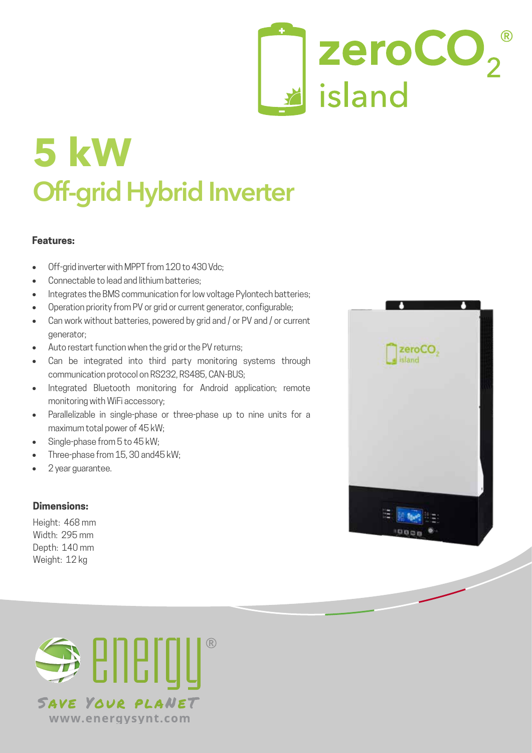# zeroCO$_2$® island

# 5 kW

## Off-grid Hybrid Inverter

**Features:**

- Off-grid inverter with MPPT from 120 to 430 Vdc;
- Connectable to lead and lithium batteries;
- Integrates the BMS communication for low voltage Pylontech batteries;
- Operation priority from PV or grid or current generator, configurable;
- Can work without batteries, powered by grid and / or PV and / or current generator;
- Auto restart function when the grid or the PV returns;
- Can be integrated into third party monitoring systems through communication protocol on RS232, RS485, CAN-BUS;
- Integrated Bluetooth monitoring for Android application; remote monitoring with WiFi accessory;
- Parallelizable in single-phase or three-phase up to nine units for a maximum total power of 45 kW;
- Single-phase from 5 to 45 kW;
- Three-phase from 15, 30 and45 kW;
- 2 year guarantee.

**Dimensions:**

Height: 468 mm
Width: 295 mm
Depth: 140 mm
Weight: 12 kg

energy®

SAVE YOUR PLANET

www.energysynt.com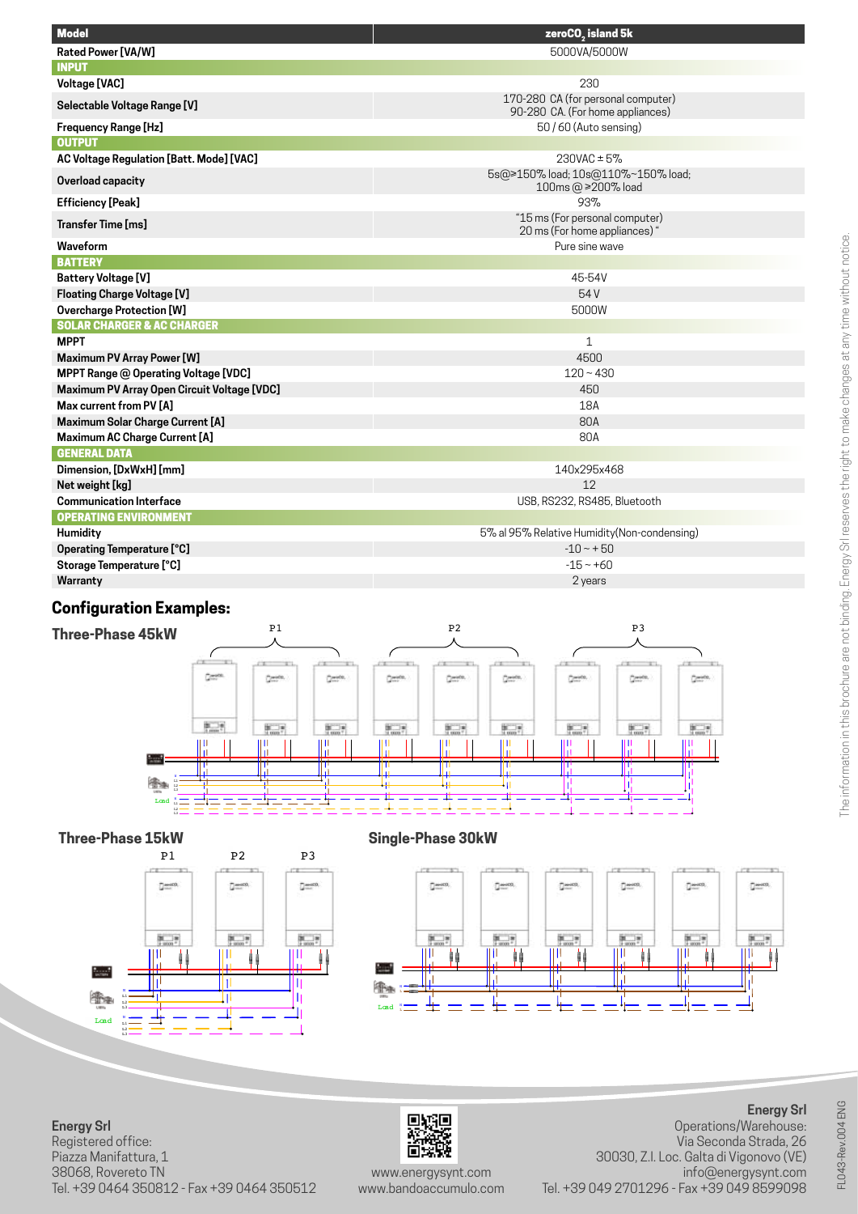| Model | zeroCO$_2$ island 5k |
|---|---|
| Rated Power [VA/W] | 5000VA/5000W |
| **INPUT** | |
| Voltage [VAC] | 230 |
| Selectable Voltage Range [V] | 170-280 CA (for personal computer) 90-280 CA. (For home appliances) |
| Frequency Range [Hz] | 50 / 60 (Auto sensing) |
| **OUTPUT** | |
| AC Voltage Regulation [Batt. Mode] [VAC] | 230VAC ± 5% |
| Overload capacity | 5s@≥150% load; 10s@110%~150% load; 100ms @ ≥200% load |
| Efficiency [Peak] | 93% |
| Transfer Time [ms] | "15 ms (For personal computer) 20 ms (For home appliances) " |
| Waveform | Pure sine wave |
| **BATTERY** | |
| Battery Voltage [V] | 45-54V |
| Floating Charge Voltage [V] | 54 V |
| Overcharge Protection [W] | 5000W |
| **SOLAR CHARGER & AC CHARGER** | |
| MPPT | 1 |
| Maximum PV Array Power [W] | 4500 |
| MPPT Range @ Operating Voltage [VDC] | 120 ~ 430 |
| Maximum PV Array Open Circuit Voltage [VDC] | 450 |
| Max current from PV [A] | 18A |
| Maximum Solar Charge Current [A] | 80A |
| Maximum AC Charge Current [A] | 80A |
| **GENERAL DATA** | |
| Dimension, [DxWxH] [mm] | 140x295x468 |
| Net weight [kg] | 12 |
| Communication Interface | USB, RS232, RS485, Bluetooth |
| **OPERATING ENVIRONMENT** | |
| Humidity | 5% al 95% Relative Humidity(Non-condensing) |
| Operating Temperature [°C] | -10 ~ +50 |
| Storage Temperature [°C] | -15 ~ +60 |
| Warranty | 2 years |

## Configuration Examples:

### Three-Phase 45kW

P1 P2 P3

Load

### Three-Phase 15kW

P1 P2 P3

Load

### Single-Phase 30kW

Load

The information in this brochure are not binding. Energy Srl reserves the right to make changes at any time without notice.

**Energy Srl**
Registered office:
Piazza Manifattura, 1
38068, Rovereto TN
Tel. +39 0464 350812 - Fax +39 0464 350512

www.energysynt.com
www.bandoaccumulo.com

**Energy Srl**
Operations/Warehouse:
Via Seconda Strada, 26
30030, Z.I. Loc. Galta di Vigonovo (VE)
info@energysynt.com
Tel. +39 049 2701296 - Fax +39 049 8599098

FL043-Rev.004 ENG